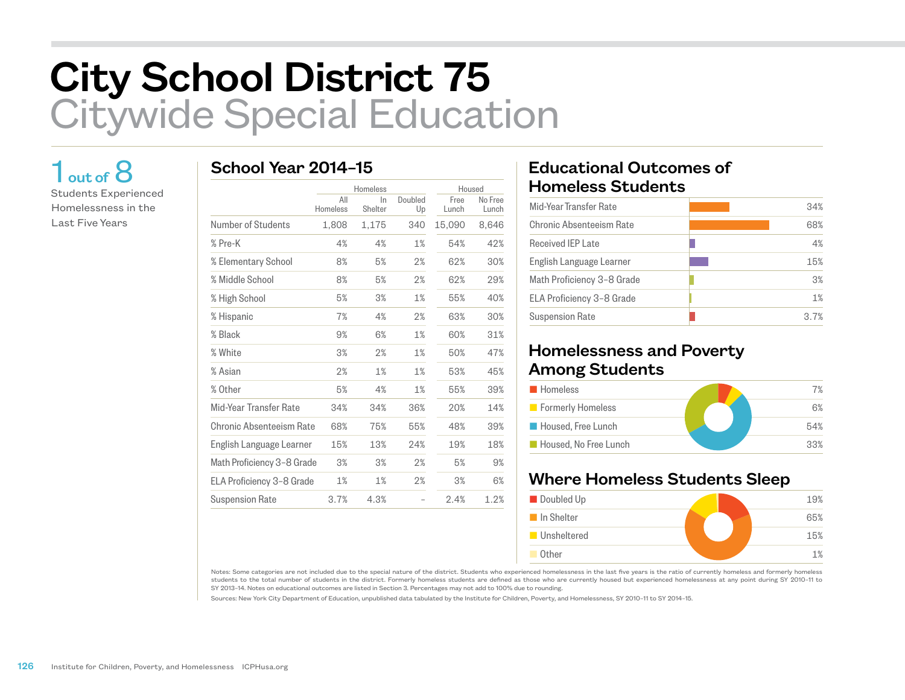# City School District 75
## Citywide Special Education

**1 out of 8**

Students Experienced Homelessness in the Last Five Years

## School Year 2014–15

| | Homeless | | | Housed | |
|---|---|---|---|---|---|
| | All Homeless | In Shelter | Doubled Up | Free Lunch | No Free Lunch |
| Number of Students | 1,808 | 1,175 | 340 | 15,090 | 8,646 |
| % Pre-K | 4% | 4% | 1% | 54% | 42% |
| % Elementary School | 8% | 5% | 2% | 62% | 30% |
| % Middle School | 8% | 5% | 2% | 62% | 29% |
| % High School | 5% | 3% | 1% | 55% | 40% |
| % Hispanic | 7% | 4% | 2% | 63% | 30% |
| % Black | 9% | 6% | 1% | 60% | 31% |
| % White | 3% | 2% | 1% | 50% | 47% |
| % Asian | 2% | 1% | 1% | 53% | 45% |
| % Other | 5% | 4% | 1% | 55% | 39% |
| Mid-Year Transfer Rate | 34% | 34% | 36% | 20% | 14% |
| Chronic Absenteeism Rate | 68% | 75% | 55% | 48% | 39% |
| English Language Learner | 15% | 13% | 24% | 19% | 18% |
| Math Proficiency 3–8 Grade | 3% | 3% | 2% | 5% | 9% |
| ELA Proficiency 3–8 Grade | 1% | 1% | 2% | 3% | 6% |
| Suspension Rate | 3.7% | 4.3% | – | 2.4% | 1.2% |

## Educational Outcomes of Homeless Students

| Outcome | % |
|---|---|
| Mid-Year Transfer Rate | 34% |
| Chronic Absenteeism Rate | 68% |
| Received IEP Late | 4% |
| English Language Learner | 15% |
| Math Proficiency 3–8 Grade | 3% |
| ELA Proficiency 3–8 Grade | 1% |
| Suspension Rate | 3.7% |

## Homelessness and Poverty Among Students

| Category | % |
|---|---|
| Homeless | 7% |
| Formerly Homeless | 6% |
| Housed, Free Lunch | 54% |
| Housed, No Free Lunch | 33% |

## Where Homeless Students Sleep

| Category | % |
|---|---|
| Doubled Up | 19% |
| In Shelter | 65% |
| Unsheltered | 15% |
| Other | 1% |

Notes: Some categories are not included due to the special nature of the district. Students who experienced homelessness in the last five years is the ratio of currently homeless and formerly homeless students to the total number of students in the district. Formerly homeless students are defined as those who are currently housed but experienced homelessness at any point during SY 2010–11 to SY 2013–14. Notes on educational outcomes are listed in Section 3. Percentages may not add to 100% due to rounding.

Sources: New York City Department of Education, unpublished data tabulated by the Institute for Children, Poverty, and Homelessness, SY 2010–11 to SY 2014–15.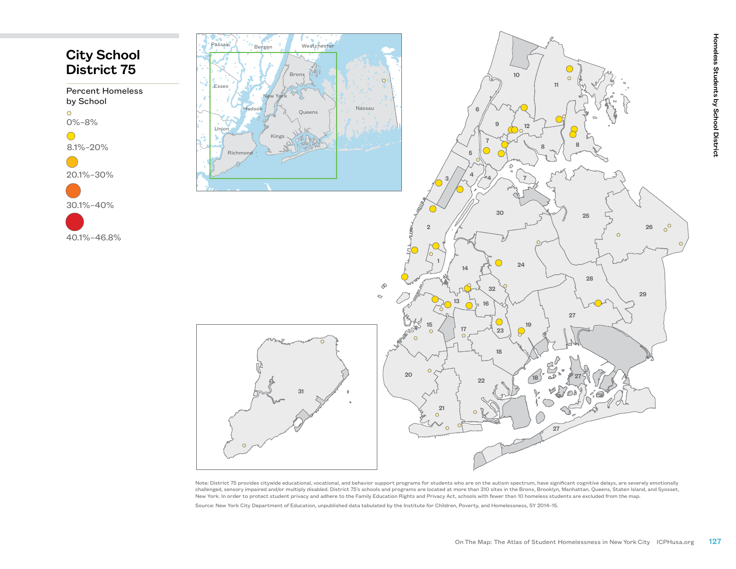# City School District 75

Percent Homeless by School

0%–8%

8.1%–20%

20.1%–30%

30.1%–40%

40.1%–46.8%

Passaic
Bergen
Westchester
Essex
Bronx
New York
Hudson
Queens
Nassau
Union
Kings
Richmond

10
11
6
9
12
7
8
8
5
3
4
4
7
30
25
26
2
1
24
14
28
32
29
13
16
27
15
17
23
19
18
20
22
18
27
21
27
31

Note: District 75 provides citywide educational, vocational, and behavior support programs for students who are on the autism spectrum, have significant cognitive delays, are severely emotionally challenged, sensory impaired and/or multiply disabled. District 75's schools and programs are located at more than 310 sites in the Bronx, Brooklyn, Manhattan, Queens, Staten Island, and Syosset, New York. In order to protect student privacy and adhere to the Family Education Rights and Privacy Act, schools with fewer than 10 homeless students are excluded from the map.

Source: New York City Department of Education, unpublished data tabulated by the Institute for Children, Poverty, and Homelessness, SY 2014–15.